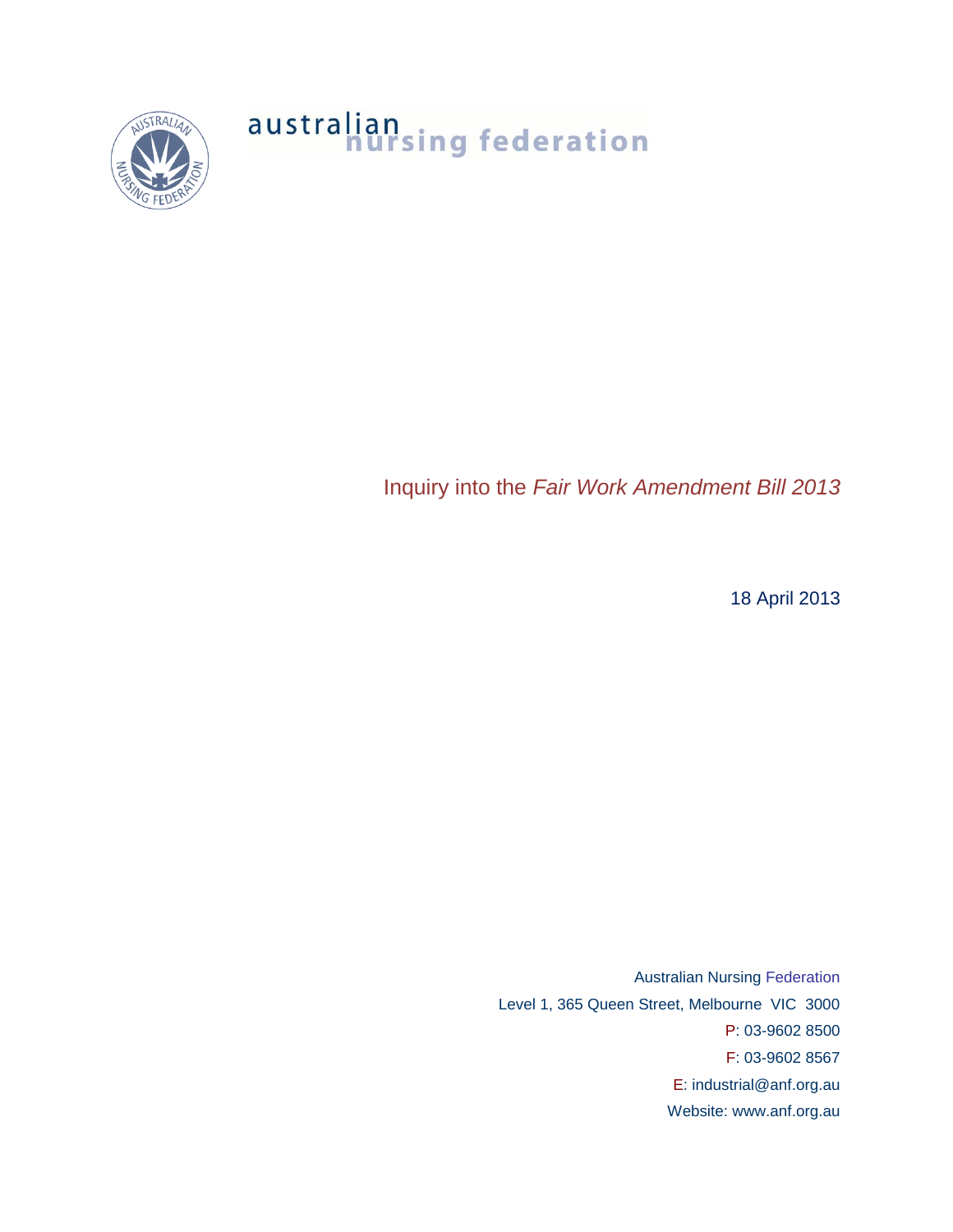australian nursing federation

# Inquiry into the *Fair Work Amendment Bill 2013*

18 April 2013

Australian Nursing Federation
Level 1, 365 Queen Street, Melbourne VIC 3000
P: 03-9602 8500
F: 03-9602 8567
E: industrial@anf.org.au
Website: www.anf.org.au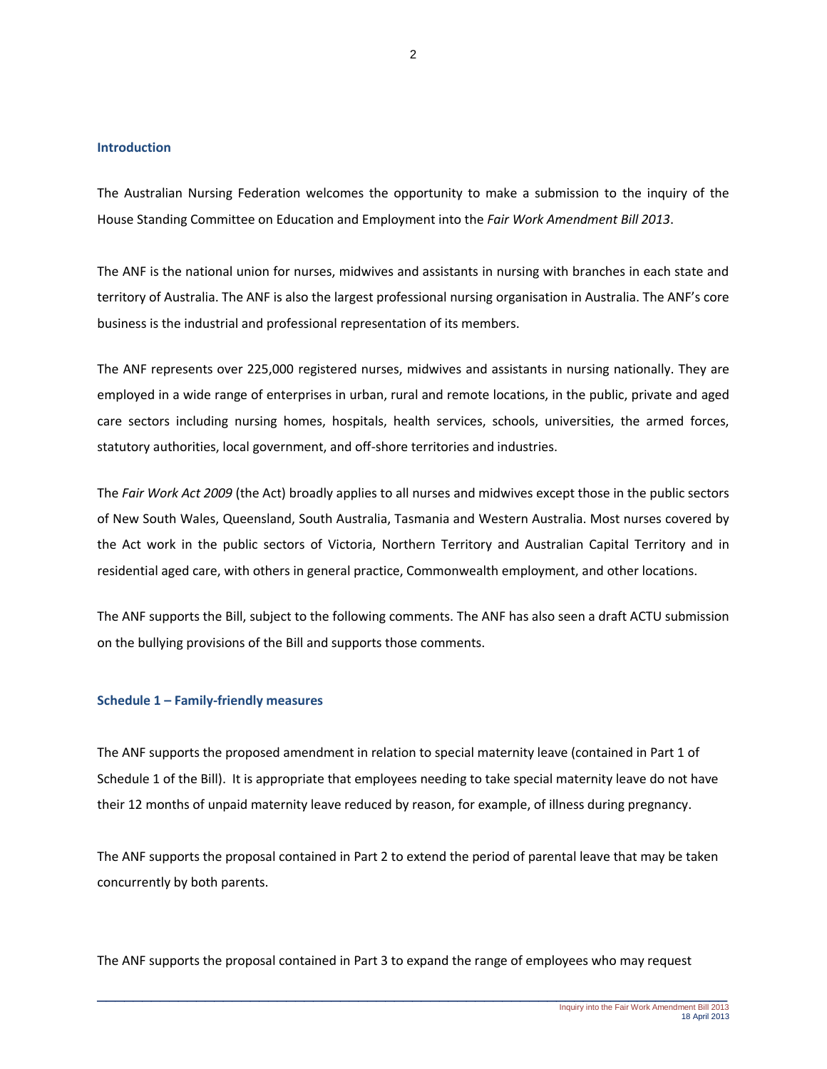## Introduction

The Australian Nursing Federation welcomes the opportunity to make a submission to the inquiry of the House Standing Committee on Education and Employment into the *Fair Work Amendment Bill 2013*.

The ANF is the national union for nurses, midwives and assistants in nursing with branches in each state and territory of Australia. The ANF is also the largest professional nursing organisation in Australia. The ANF's core business is the industrial and professional representation of its members.

The ANF represents over 225,000 registered nurses, midwives and assistants in nursing nationally. They are employed in a wide range of enterprises in urban, rural and remote locations, in the public, private and aged care sectors including nursing homes, hospitals, health services, schools, universities, the armed forces, statutory authorities, local government, and off-shore territories and industries.

The *Fair Work Act 2009* (the Act) broadly applies to all nurses and midwives except those in the public sectors of New South Wales, Queensland, South Australia, Tasmania and Western Australia. Most nurses covered by the Act work in the public sectors of Victoria, Northern Territory and Australian Capital Territory and in residential aged care, with others in general practice, Commonwealth employment, and other locations.

The ANF supports the Bill, subject to the following comments. The ANF has also seen a draft ACTU submission on the bullying provisions of the Bill and supports those comments.

## Schedule 1 – Family-friendly measures

The ANF supports the proposed amendment in relation to special maternity leave (contained in Part 1 of Schedule 1 of the Bill). It is appropriate that employees needing to take special maternity leave do not have their 12 months of unpaid maternity leave reduced by reason, for example, of illness during pregnancy.

The ANF supports the proposal contained in Part 2 to extend the period of parental leave that may be taken concurrently by both parents.

The ANF supports the proposal contained in Part 3 to expand the range of employees who may request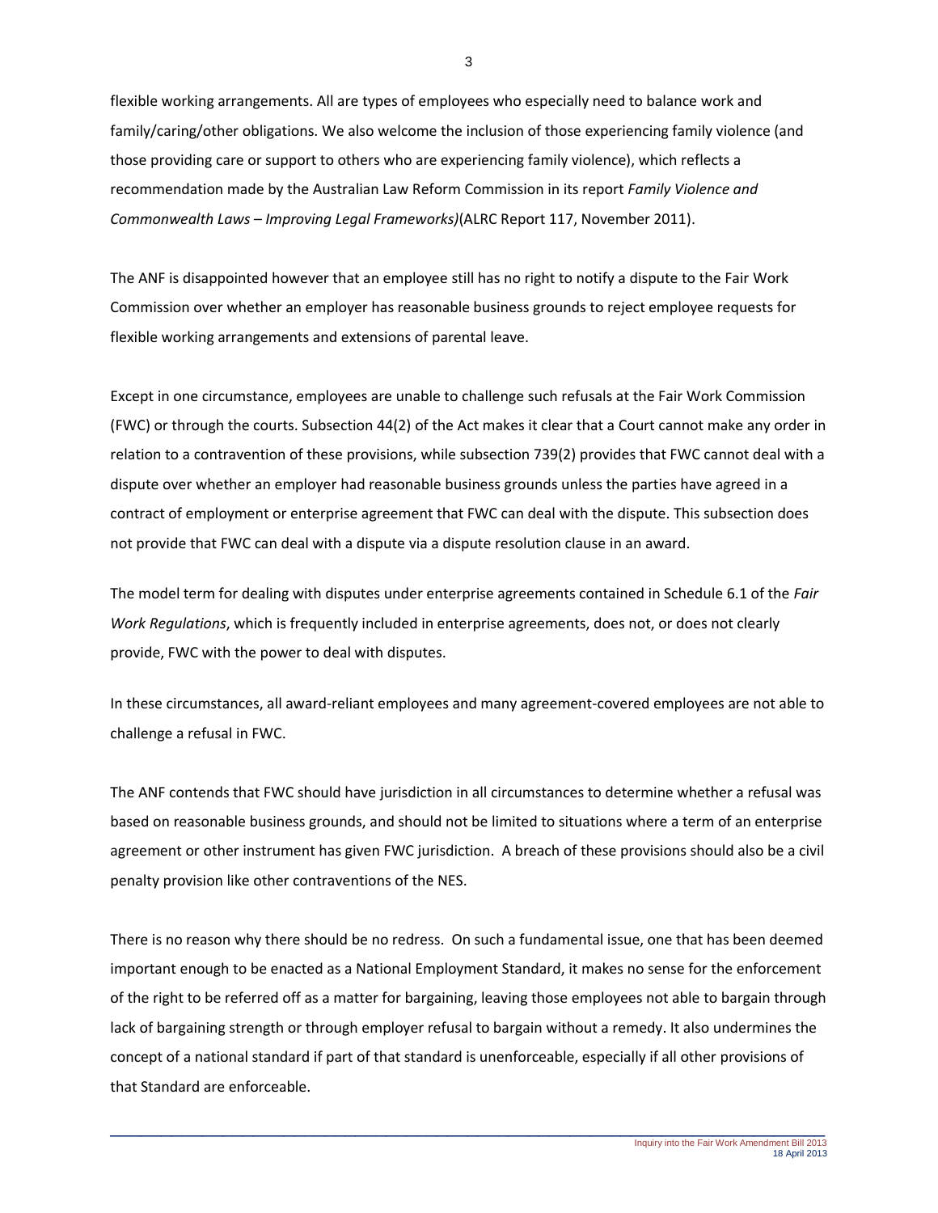flexible working arrangements. All are types of employees who especially need to balance work and family/caring/other obligations. We also welcome the inclusion of those experiencing family violence (and those providing care or support to others who are experiencing family violence), which reflects a recommendation made by the Australian Law Reform Commission in its report *Family Violence and Commonwealth Laws – Improving Legal Frameworks)*(ALRC Report 117, November 2011).

The ANF is disappointed however that an employee still has no right to notify a dispute to the Fair Work Commission over whether an employer has reasonable business grounds to reject employee requests for flexible working arrangements and extensions of parental leave.

Except in one circumstance, employees are unable to challenge such refusals at the Fair Work Commission (FWC) or through the courts. Subsection 44(2) of the Act makes it clear that a Court cannot make any order in relation to a contravention of these provisions, while subsection 739(2) provides that FWC cannot deal with a dispute over whether an employer had reasonable business grounds unless the parties have agreed in a contract of employment or enterprise agreement that FWC can deal with the dispute. This subsection does not provide that FWC can deal with a dispute via a dispute resolution clause in an award.

The model term for dealing with disputes under enterprise agreements contained in Schedule 6.1 of the *Fair Work Regulations*, which is frequently included in enterprise agreements, does not, or does not clearly provide, FWC with the power to deal with disputes.

In these circumstances, all award-reliant employees and many agreement-covered employees are not able to challenge a refusal in FWC.

The ANF contends that FWC should have jurisdiction in all circumstances to determine whether a refusal was based on reasonable business grounds, and should not be limited to situations where a term of an enterprise agreement or other instrument has given FWC jurisdiction. A breach of these provisions should also be a civil penalty provision like other contraventions of the NES.

There is no reason why there should be no redress. On such a fundamental issue, one that has been deemed important enough to be enacted as a National Employment Standard, it makes no sense for the enforcement of the right to be referred off as a matter for bargaining, leaving those employees not able to bargain through lack of bargaining strength or through employer refusal to bargain without a remedy. It also undermines the concept of a national standard if part of that standard is unenforceable, especially if all other provisions of that Standard are enforceable.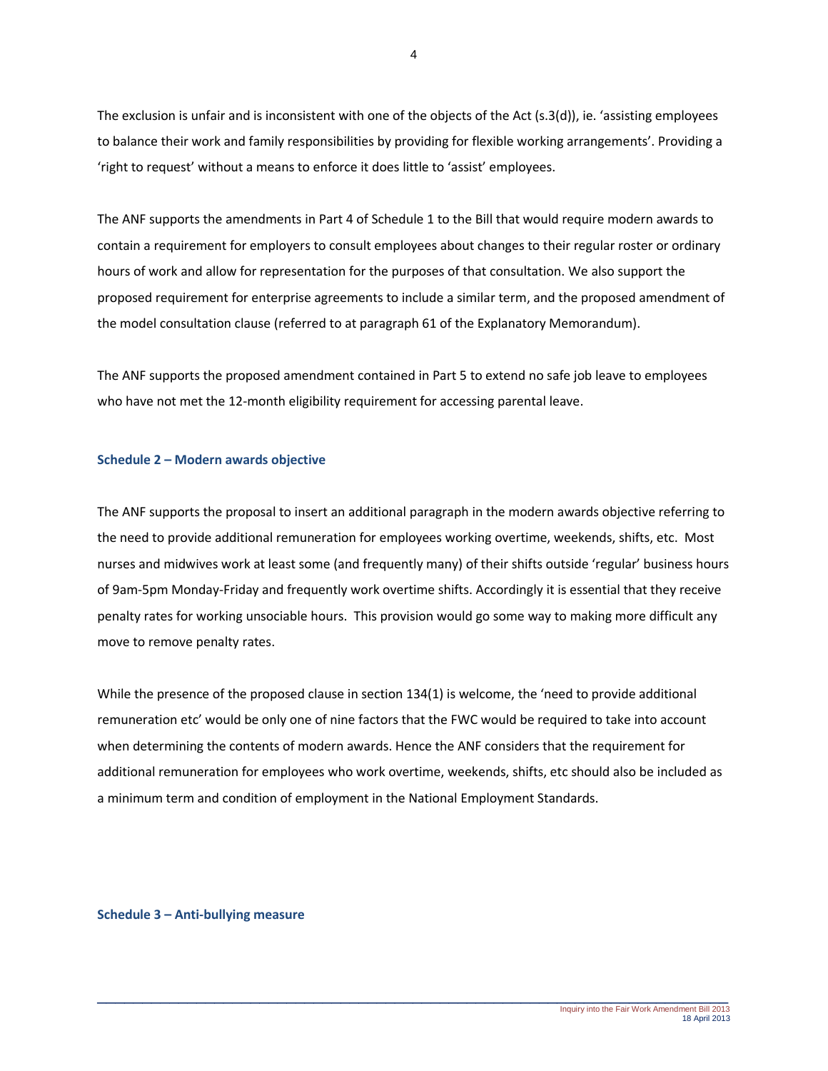The exclusion is unfair and is inconsistent with one of the objects of the Act (s.3(d)), ie. 'assisting employees to balance their work and family responsibilities by providing for flexible working arrangements'. Providing a 'right to request' without a means to enforce it does little to 'assist' employees.

The ANF supports the amendments in Part 4 of Schedule 1 to the Bill that would require modern awards to contain a requirement for employers to consult employees about changes to their regular roster or ordinary hours of work and allow for representation for the purposes of that consultation. We also support the proposed requirement for enterprise agreements to include a similar term, and the proposed amendment of the model consultation clause (referred to at paragraph 61 of the Explanatory Memorandum).

The ANF supports the proposed amendment contained in Part 5 to extend no safe job leave to employees who have not met the 12-month eligibility requirement for accessing parental leave.

### Schedule 2 – Modern awards objective

The ANF supports the proposal to insert an additional paragraph in the modern awards objective referring to the need to provide additional remuneration for employees working overtime, weekends, shifts, etc. Most nurses and midwives work at least some (and frequently many) of their shifts outside 'regular' business hours of 9am-5pm Monday-Friday and frequently work overtime shifts. Accordingly it is essential that they receive penalty rates for working unsociable hours. This provision would go some way to making more difficult any move to remove penalty rates.

While the presence of the proposed clause in section 134(1) is welcome, the 'need to provide additional remuneration etc' would be only one of nine factors that the FWC would be required to take into account when determining the contents of modern awards. Hence the ANF considers that the requirement for additional remuneration for employees who work overtime, weekends, shifts, etc should also be included as a minimum term and condition of employment in the National Employment Standards.

### Schedule 3 – Anti-bullying measure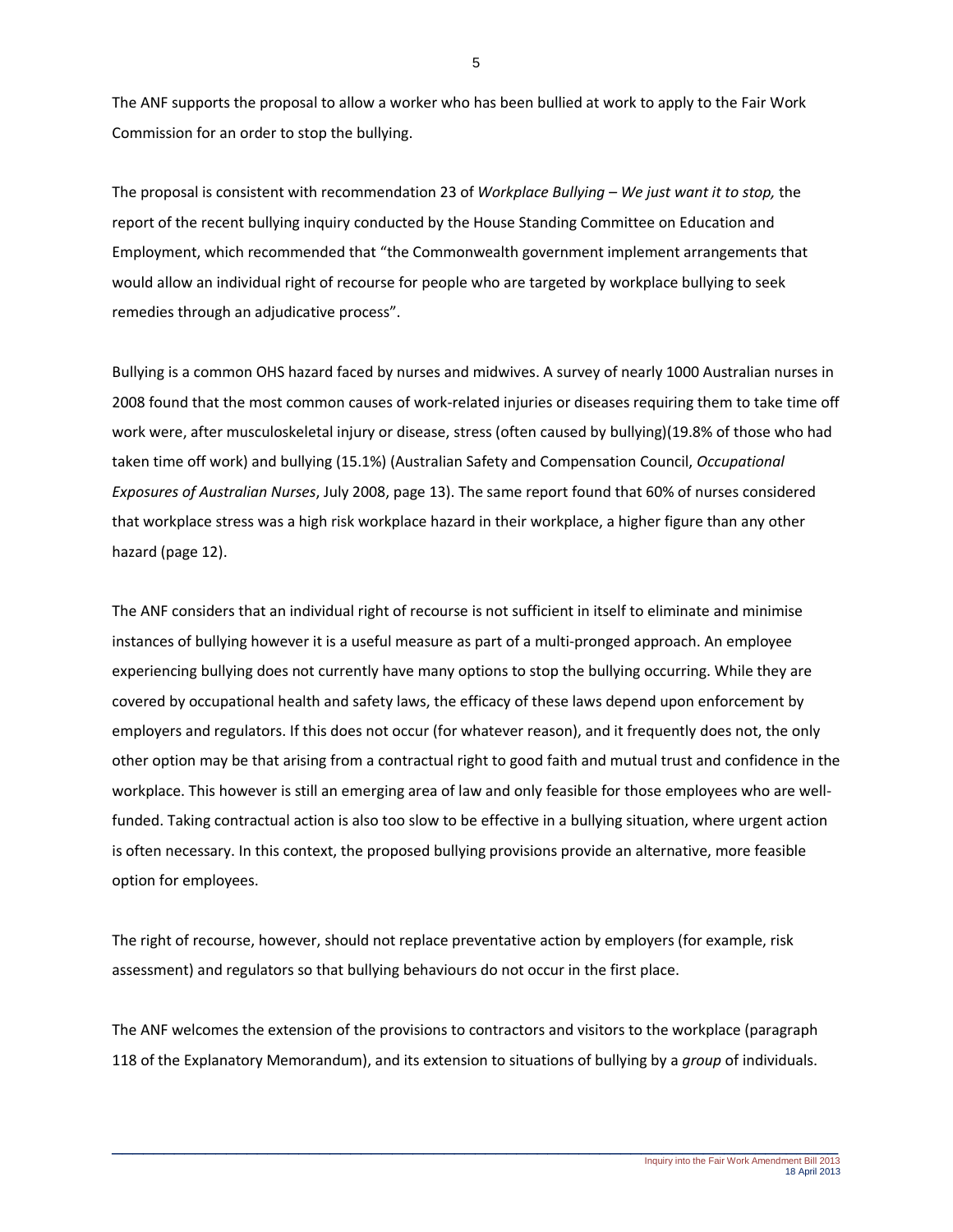The ANF supports the proposal to allow a worker who has been bullied at work to apply to the Fair Work Commission for an order to stop the bullying.

The proposal is consistent with recommendation 23 of *Workplace Bullying – We just want it to stop,* the report of the recent bullying inquiry conducted by the House Standing Committee on Education and Employment, which recommended that "the Commonwealth government implement arrangements that would allow an individual right of recourse for people who are targeted by workplace bullying to seek remedies through an adjudicative process".

Bullying is a common OHS hazard faced by nurses and midwives. A survey of nearly 1000 Australian nurses in 2008 found that the most common causes of work-related injuries or diseases requiring them to take time off work were, after musculoskeletal injury or disease, stress (often caused by bullying)(19.8% of those who had taken time off work) and bullying (15.1%) (Australian Safety and Compensation Council, *Occupational Exposures of Australian Nurses*, July 2008, page 13). The same report found that 60% of nurses considered that workplace stress was a high risk workplace hazard in their workplace, a higher figure than any other hazard (page 12).

The ANF considers that an individual right of recourse is not sufficient in itself to eliminate and minimise instances of bullying however it is a useful measure as part of a multi-pronged approach. An employee experiencing bullying does not currently have many options to stop the bullying occurring. While they are covered by occupational health and safety laws, the efficacy of these laws depend upon enforcement by employers and regulators. If this does not occur (for whatever reason), and it frequently does not, the only other option may be that arising from a contractual right to good faith and mutual trust and confidence in the workplace. This however is still an emerging area of law and only feasible for those employees who are well-funded. Taking contractual action is also too slow to be effective in a bullying situation, where urgent action is often necessary. In this context, the proposed bullying provisions provide an alternative, more feasible option for employees.

The right of recourse, however, should not replace preventative action by employers (for example, risk assessment) and regulators so that bullying behaviours do not occur in the first place.

The ANF welcomes the extension of the provisions to contractors and visitors to the workplace (paragraph 118 of the Explanatory Memorandum), and its extension to situations of bullying by a *group* of individuals.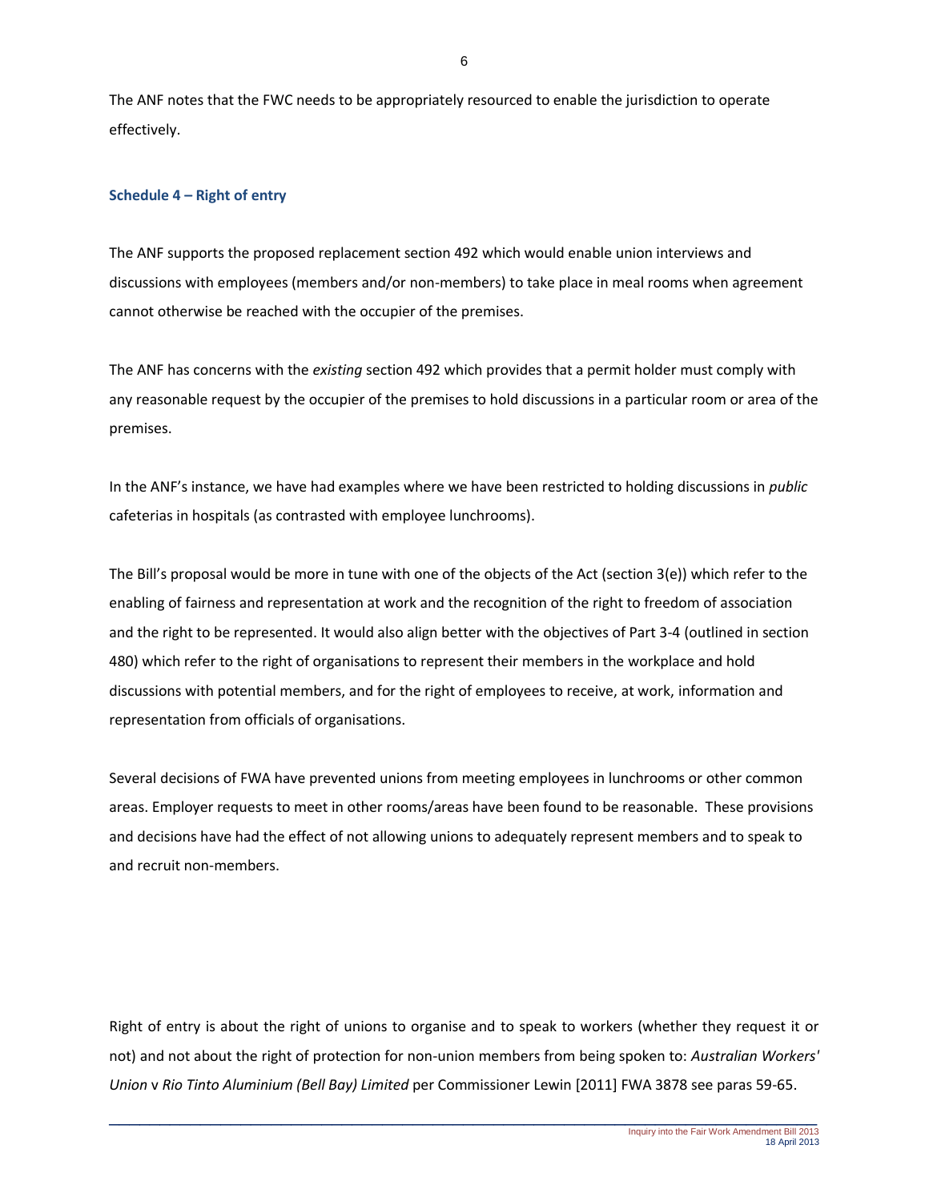The ANF notes that the FWC needs to be appropriately resourced to enable the jurisdiction to operate effectively.

### Schedule 4 – Right of entry

The ANF supports the proposed replacement section 492 which would enable union interviews and discussions with employees (members and/or non-members) to take place in meal rooms when agreement cannot otherwise be reached with the occupier of the premises.

The ANF has concerns with the *existing* section 492 which provides that a permit holder must comply with any reasonable request by the occupier of the premises to hold discussions in a particular room or area of the premises.

In the ANF's instance, we have had examples where we have been restricted to holding discussions in *public* cafeterias in hospitals (as contrasted with employee lunchrooms).

The Bill's proposal would be more in tune with one of the objects of the Act (section 3(e)) which refer to the enabling of fairness and representation at work and the recognition of the right to freedom of association and the right to be represented. It would also align better with the objectives of Part 3-4 (outlined in section 480) which refer to the right of organisations to represent their members in the workplace and hold discussions with potential members, and for the right of employees to receive, at work, information and representation from officials of organisations.

Several decisions of FWA have prevented unions from meeting employees in lunchrooms or other common areas. Employer requests to meet in other rooms/areas have been found to be reasonable. These provisions and decisions have had the effect of not allowing unions to adequately represent members and to speak to and recruit non-members.

Right of entry is about the right of unions to organise and to speak to workers (whether they request it or not) and not about the right of protection for non-union members from being spoken to: *Australian Workers' Union* v *Rio Tinto Aluminium (Bell Bay) Limited* per Commissioner Lewin [2011] FWA 3878 see paras 59-65.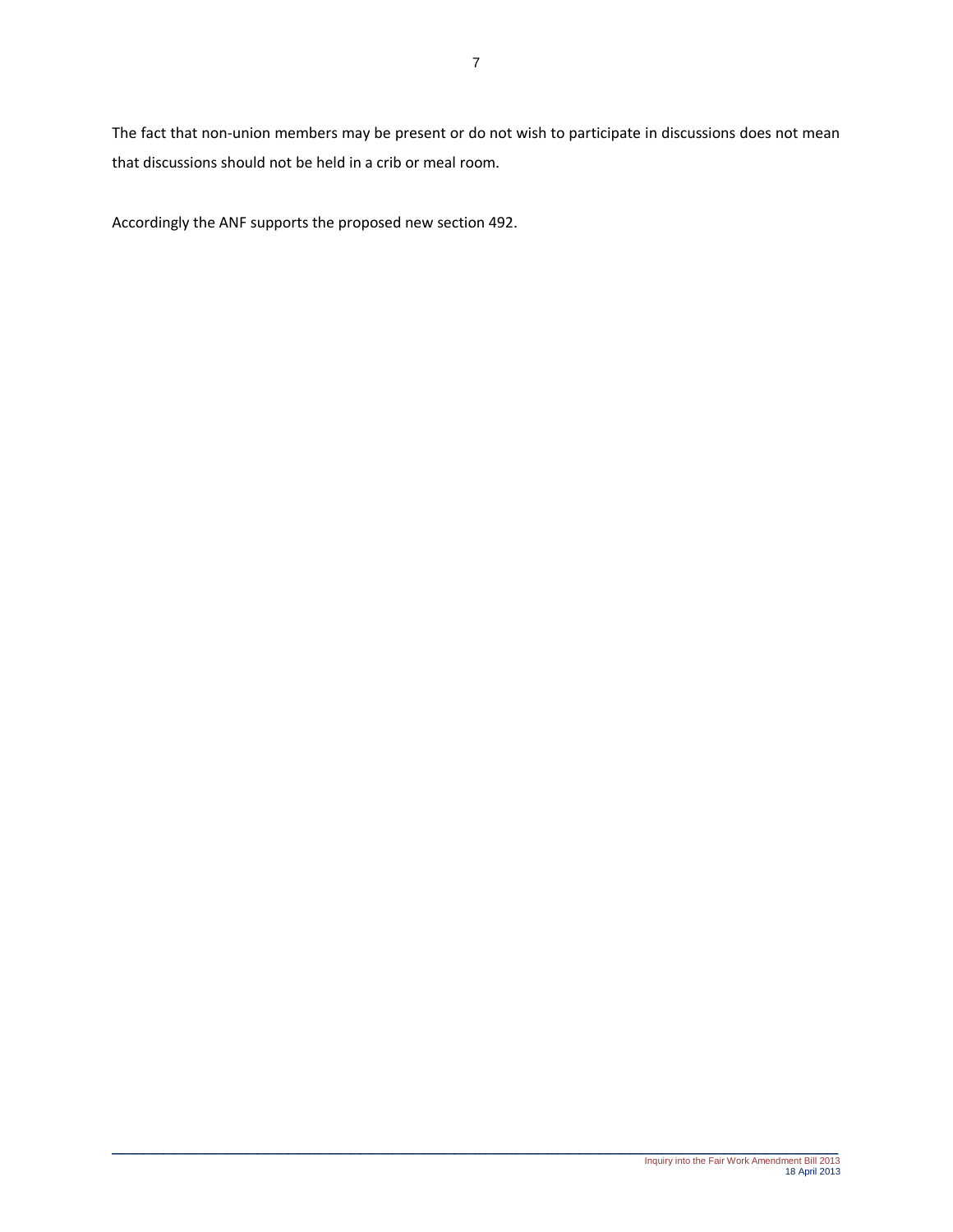The fact that non-union members may be present or do not wish to participate in discussions does not mean that discussions should not be held in a crib or meal room.

Accordingly the ANF supports the proposed new section 492.